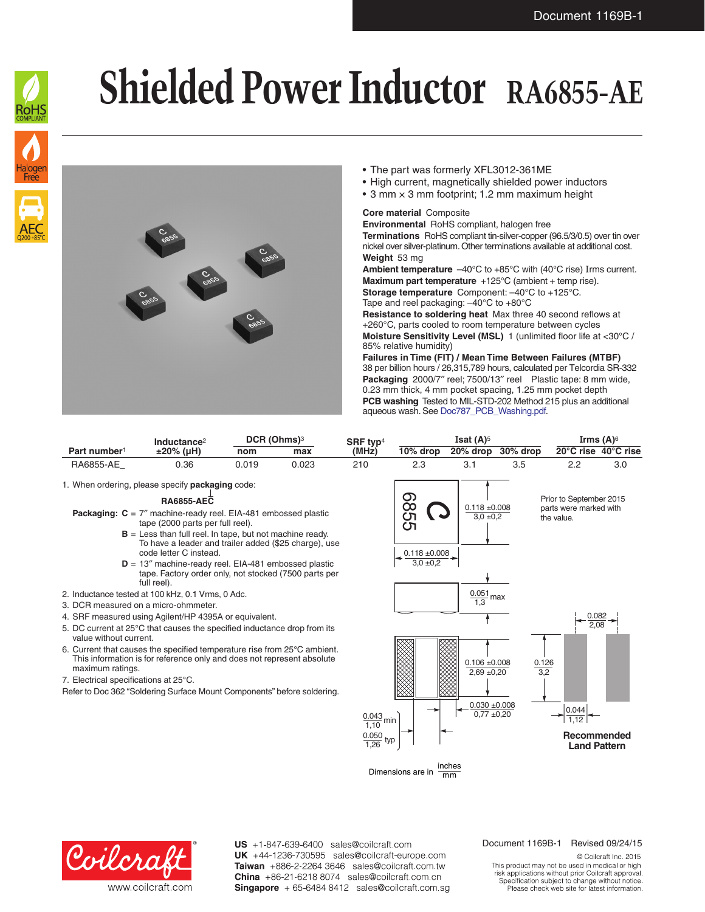# Shielded Power Inductor RA6855-AE

- The part was formerly XFL3012-361ME
- High current, magnetically shielded power inductors
- 3 mm × 3 mm footprint; 1.2 mm maximum height

**Core material** Composite
**Environmental** RoHS compliant, halogen free
**Terminations** RoHS compliant tin-silver-copper (96.5/3/0.5) over tin over nickel over silver-platinum. Other terminations available at additional cost.
**Weight** 53 mg
**Ambient temperature** –40°C to +85°C with (40°C rise) Irms current.
**Maximum part temperature** +125°C (ambient + temp rise).
**Storage temperature** Component: –40°C to +125°C. Tape and reel packaging: –40°C to +80°C
**Resistance to soldering heat** Max three 40 second reflows at +260°C, parts cooled to room temperature between cycles
**Moisture Sensitivity Level (MSL)** 1 (unlimited floor life at <30°C / 85% relative humidity)
**Failures in Time (FIT) / Mean Time Between Failures (MTBF)** 38 per billion hours / 26,315,789 hours, calculated per Telcordia SR-332
**Packaging** 2000/7″ reel; 7500/13″ reel Plastic tape: 8 mm wide, 0.23 mm thick, 4 mm pocket spacing, 1.25 mm pocket depth
**PCB washing** Tested to MIL-STD-202 Method 215 plus an additional aqueous wash. See Doc787_PCB_Washing.pdf.

| Part number[1] | Inductance[2] ±20% (µH) | DCR (Ohms)[3] nom | DCR (Ohms)[3] max | SRF typ[4] (MHz) | Isat (A)[5] 10% drop | Isat (A)[5] 20% drop | Isat (A)[5] 30% drop | Irms (A)[6] 20°C rise | Irms (A)[6] 40°C rise |
|---|---|---|---|---|---|---|---|---|---|
| RA6855-AE_ | 0.36 | 0.019 | 0.023 | 210 | 2.3 | 3.1 | 3.5 | 2.2 | 3.0 |

1. When ordering, please specify **packaging** code:

   **RA6855-AEC**

   **Packaging:** **C** = 7″ machine-ready reel. EIA-481 embossed plastic tape (2000 parts per full reel).
   **B** = Less than full reel. In tape, but not machine ready. To have a leader and trailer added ($25 charge), use code letter C instead.
   **D** = 13″ machine-ready reel. EIA-481 embossed plastic tape. Factory order only, not stocked (7500 parts per full reel).
2. Inductance tested at 100 kHz, 0.1 Vrms, 0 Adc.
3. DCR measured on a micro-ohmmeter.
4. SRF measured using Agilent/HP 4395A or equivalent.
5. DC current at 25°C that causes the specified inductance drop from its value without current.
6. Current that causes the specified temperature rise from 25°C ambient. This information is for reference only and does not represent absolute maximum ratings.
7. Electrical specifications at 25°C.

Refer to Doc 362 "Soldering Surface Mount Components" before soldering.

Prior to September 2015 parts were marked with the value.

Dimensions: 0.118 ±0.008 in (3,0 ±0,2 mm); 0.118 ±0.008 in (3,0 ±0,2 mm); 0.051 in (1,3 mm) max; 0.106 ±0.008 in (2,69 ±0,20 mm); 0.030 ±0.008 in (0,77 ±0,20 mm); 0.043 in (1,10 mm) min; 0.050 in (1,26 mm) typ

**Recommended Land Pattern**: 0.082 in (2,08 mm); 0.126 in (3,2 mm); 0.044 in (1,12 mm)

Dimensions are in inches / mm

**US** +1-847-639-6400 sales@coilcraft.com
**UK** +44-1236-730595 sales@coilcraft-europe.com
**Taiwan** +886-2-2264 3646 sales@coilcraft.com.tw
**China** +86-21-6218 8074 sales@coilcraft.com.cn
**Singapore** + 65-6484 8412 sales@coilcraft.com.sg

www.coilcraft.com

Document 1169B-1 Revised 09/24/15

© Coilcraft Inc. 2015
This product may not be used in medical or high risk applications without prior Coilcraft approval. Specification subject to change without notice. Please check web site for latest information.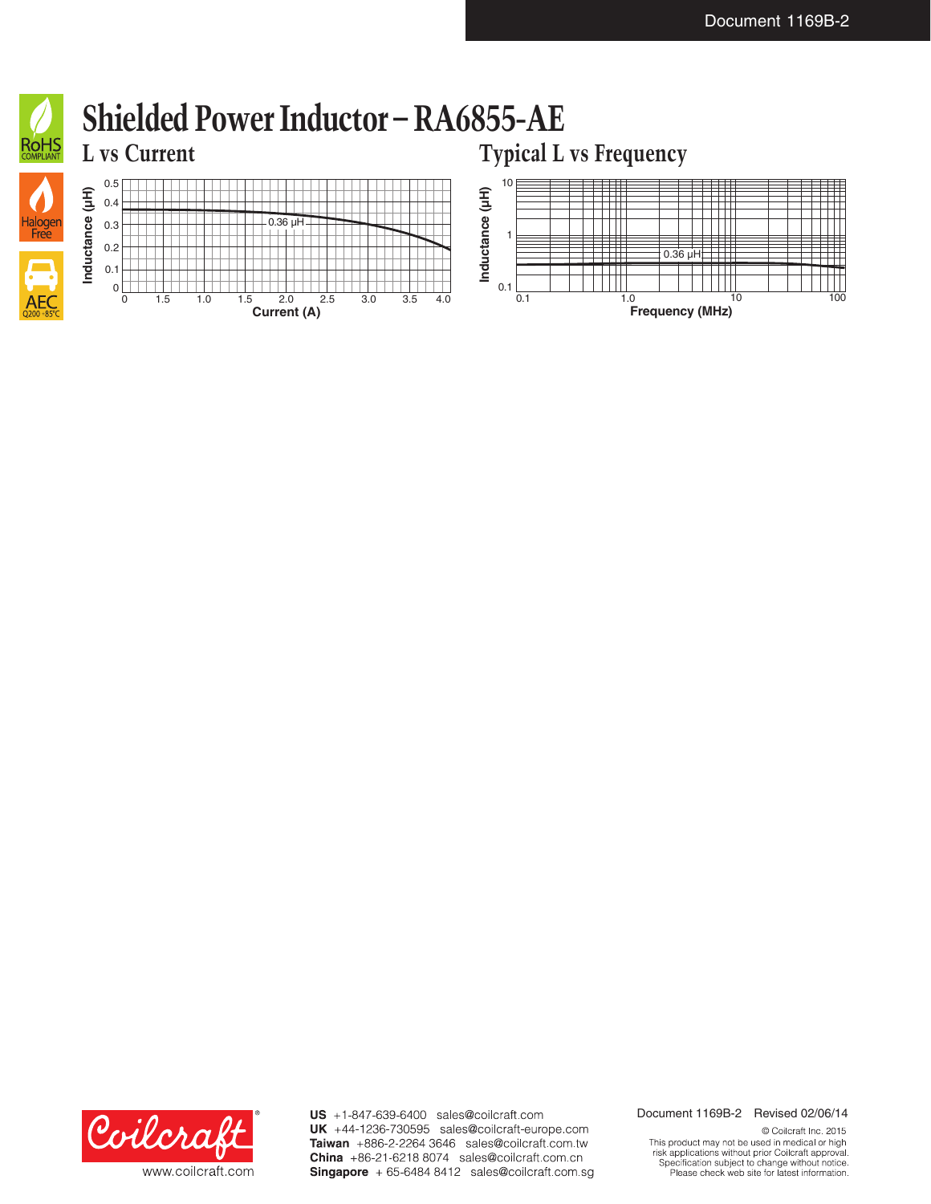# Shielded Power Inductor – RA6855-AE

## L vs Current

Inductance (µH)

0.5
0.4
0.3
0.2
0.1
0

0.36 µH

0 1.5 1.0 1.5 2.0 2.5 3.0 3.5 4.0

Current (A)

## Typical L vs Frequency

Inductance (µH)

10
1
0.1

0.36 µH

0.1 1.0 10 100

Frequency (MHz)

**US** +1-847-639-6400 sales@coilcraft.com
**UK** +44-1236-730595 sales@coilcraft-europe.com
**Taiwan** +886-2-2264 3646 sales@coilcraft.com.tw
**China** +86-21-6218 8074 sales@coilcraft.com.cn
**Singapore** + 65-6484 8412 sales@coilcraft.com.sg

www.coilcraft.com

Document 1169B-2 Revised 02/06/14

© Coilcraft Inc. 2015
This product may not be used in medical or high risk applications without prior Coilcraft approval.
Specification subject to change without notice.
Please check web site for latest information.